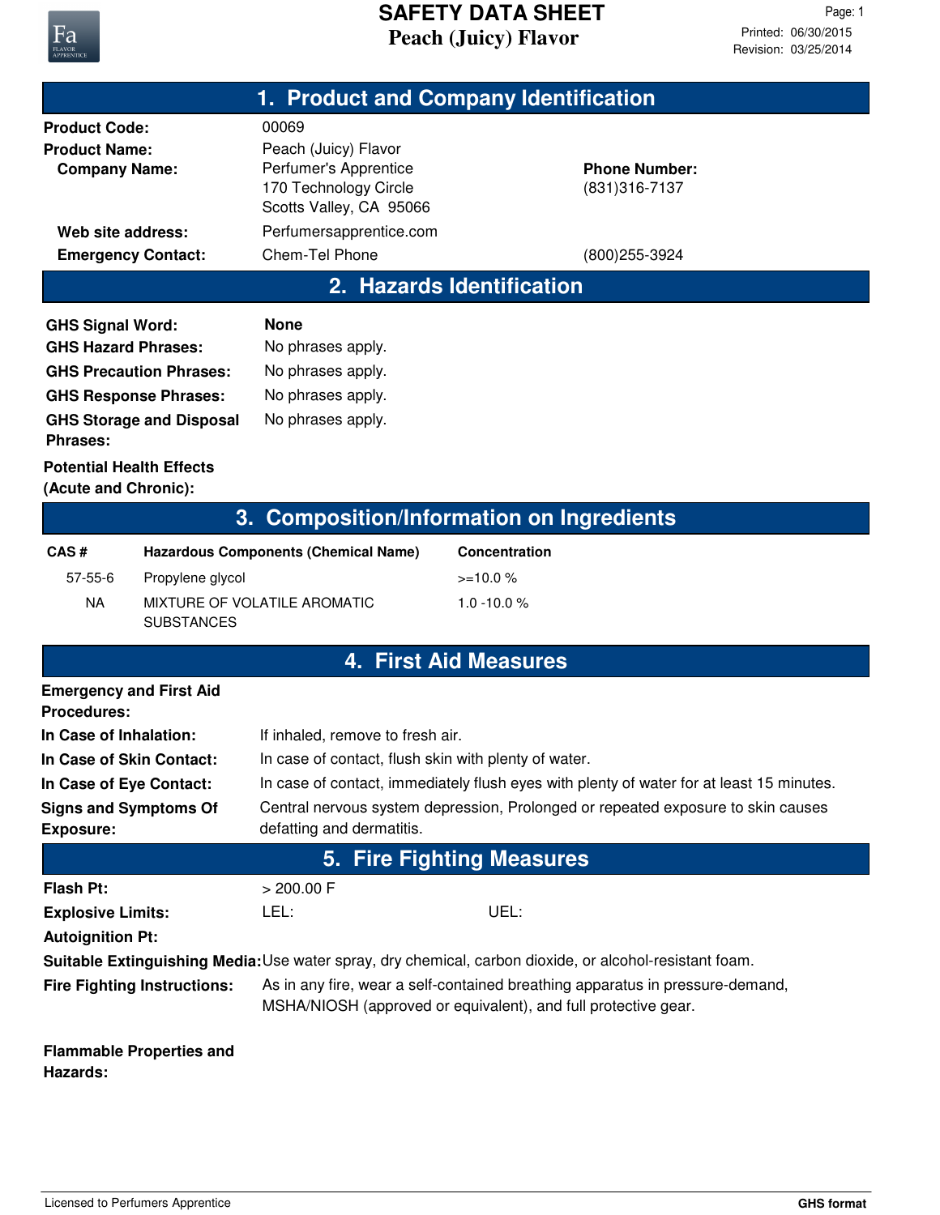# SAFETY DATA SHEET

## Peach (Juicy) Flavor

Printed: 06/30/2015
Revision: 03/25/2014

## 1. Product and Company Identification

| | | |
|---|---|---|
| **Product Code:** | 00069 | |
| **Product Name:** | Peach (Juicy) Flavor | |
| **Company Name:** | Perfumer's Apprentice<br>170 Technology Circle<br>Scotts Valley, CA 95066 | **Phone Number:**<br>(831)316-7137 |
| **Web site address:** | Perfumersapprentice.com | |
| **Emergency Contact:** | Chem-Tel Phone | (800)255-3924 |

## 2. Hazards Identification

**GHS Signal Word:** **None**

**GHS Hazard Phrases:** No phrases apply.

**GHS Precaution Phrases:** No phrases apply.

**GHS Response Phrases:** No phrases apply.

**GHS Storage and Disposal Phrases:** No phrases apply.

**Potential Health Effects (Acute and Chronic):**

## 3. Composition/Information on Ingredients

| CAS # | Hazardous Components (Chemical Name) | Concentration |
|---|---|---|
| 57-55-6 | Propylene glycol | >=10.0 % |
| NA | MIXTURE OF VOLATILE AROMATIC SUBSTANCES | 1.0 -10.0 % |

## 4. First Aid Measures

**Emergency and First Aid Procedures:**

**In Case of Inhalation:** If inhaled, remove to fresh air.

**In Case of Skin Contact:** In case of contact, flush skin with plenty of water.

**In Case of Eye Contact:** In case of contact, immediately flush eyes with plenty of water for at least 15 minutes.

**Signs and Symptoms Of Exposure:** Central nervous system depression, Prolonged or repeated exposure to skin causes defatting and dermatitis.

## 5. Fire Fighting Measures

**Flash Pt:** > 200.00 F

**Explosive Limits:** LEL: UEL:

**Autoignition Pt:**

**Suitable Extinguishing Media:** Use water spray, dry chemical, carbon dioxide, or alcohol-resistant foam.

**Fire Fighting Instructions:** As in any fire, wear a self-contained breathing apparatus in pressure-demand, MSHA/NIOSH (approved or equivalent), and full protective gear.

**Flammable Properties and Hazards:**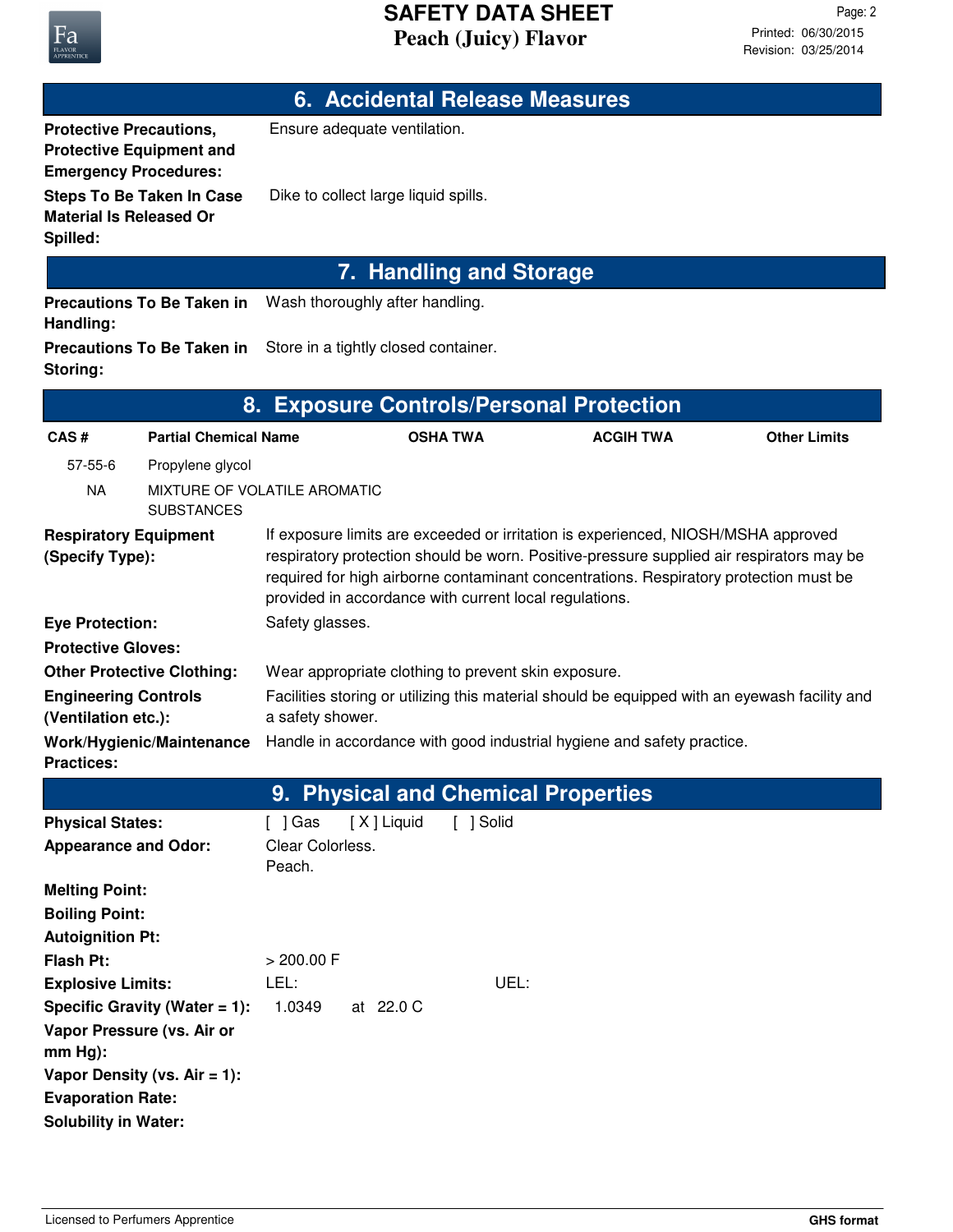## 6. Accidental Release Measures

| | |
|---|---|
| **Protective Precautions, Protective Equipment and Emergency Procedures:** | Ensure adequate ventilation. |
| **Steps To Be Taken In Case Material Is Released Or Spilled:** | Dike to collect large liquid spills. |

## 7. Handling and Storage

| | |
|---|---|
| **Precautions To Be Taken in Handling:** | Wash thoroughly after handling. |
| **Precautions To Be Taken in Storing:** | Store in a tightly closed container. |

## 8. Exposure Controls/Personal Protection

| CAS # | Partial Chemical Name | OSHA TWA | ACGIH TWA | Other Limits |
|---|---|---|---|---|
| 57-55-6 | Propylene glycol | | | |
| NA | MIXTURE OF VOLATILE AROMATIC SUBSTANCES | | | |

| | |
|---|---|
| **Respiratory Equipment (Specify Type):** | If exposure limits are exceeded or irritation is experienced, NIOSH/MSHA approved respiratory protection should be worn. Positive-pressure supplied air respirators may be required for high airborne contaminant concentrations. Respiratory protection must be provided in accordance with current local regulations. |
| **Eye Protection:** | Safety glasses. |
| **Protective Gloves:** | |
| **Other Protective Clothing:** | Wear appropriate clothing to prevent skin exposure. |
| **Engineering Controls (Ventilation etc.):** | Facilities storing or utilizing this material should be equipped with an eyewash facility and a safety shower. |
| **Work/Hygienic/Maintenance Practices:** | Handle in accordance with good industrial hygiene and safety practice. |

## 9. Physical and Chemical Properties

| | |
|---|---|
| **Physical States:** | [ ] Gas [ X ] Liquid [ ] Solid |
| **Appearance and Odor:** | Clear Colorless.<br>Peach. |
| **Melting Point:** | |
| **Boiling Point:** | |
| **Autoignition Pt:** | |
| **Flash Pt:** | > 200.00 F |
| **Explosive Limits:** | LEL: UEL: |
| **Specific Gravity (Water = 1):** | 1.0349 at 22.0 C |
| **Vapor Pressure (vs. Air or mm Hg):** | |
| **Vapor Density (vs. Air = 1):** | |
| **Evaporation Rate:** | |
| **Solubility in Water:** | |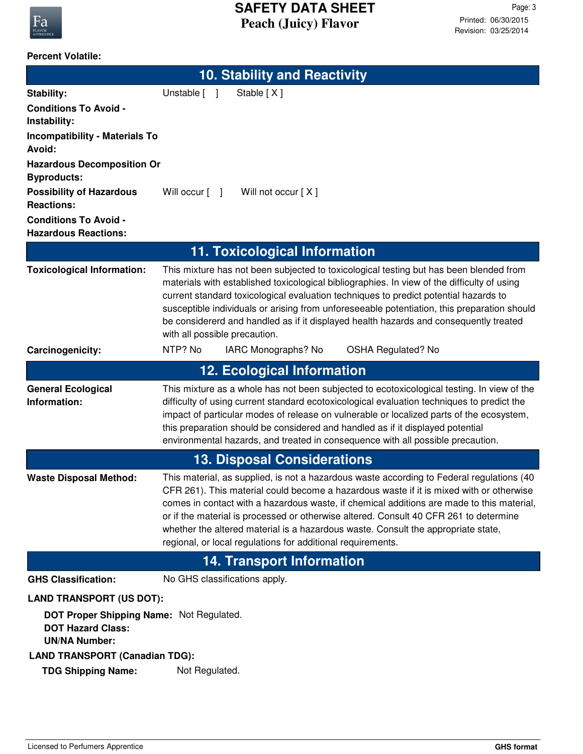**Percent Volatile:**

## 10. Stability and Reactivity

**Stability:** Unstable [ ] Stable [ X ]

**Conditions To Avoid - Instability:**

**Incompatibility - Materials To Avoid:**

**Hazardous Decomposition Or Byproducts:**

**Possibility of Hazardous Reactions:** Will occur [ ] Will not occur [ X ]

**Conditions To Avoid - Hazardous Reactions:**

## 11. Toxicological Information

**Toxicological Information:** This mixture has not been subjected to toxicological testing but has been blended from materials with established toxicological bibliographies. In view of the difficulty of using current standard toxicological evaluation techniques to predict potential hazards to susceptible individuals or arising from unforeseeable potentiation, this preparation should be considererd and handled as if it displayed health hazards and consequently treated with all possible precaution.

**Carcinogenicity:** NTP? No IARC Monographs? No OSHA Regulated? No

## 12. Ecological Information

**General Ecological Information:** This mixture as a whole has not been subjected to ecotoxicological testing. In view of the difficulty of using current standard ecotoxicological evaluation techniques to predict the impact of particular modes of release on vulnerable or localized parts of the ecosystem, this preparation should be considered and handled as if it displayed potential environmental hazards, and treated in consequence with all possible precaution.

## 13. Disposal Considerations

**Waste Disposal Method:** This material, as supplied, is not a hazardous waste according to Federal regulations (40 CFR 261). This material could become a hazardous waste if it is mixed with or otherwise comes in contact with a hazardous waste, if chemical additions are made to this material, or if the material is processed or otherwise altered. Consult 40 CFR 261 to determine whether the altered material is a hazardous waste. Consult the appropriate state, regional, or local regulations for additional requirements.

## 14. Transport Information

**GHS Classification:** No GHS classifications apply.

**LAND TRANSPORT (US DOT):**

- **DOT Proper Shipping Name:** Not Regulated.
- **DOT Hazard Class:**
- **UN/NA Number:**

**LAND TRANSPORT (Canadian TDG):**

- **TDG Shipping Name:** Not Regulated.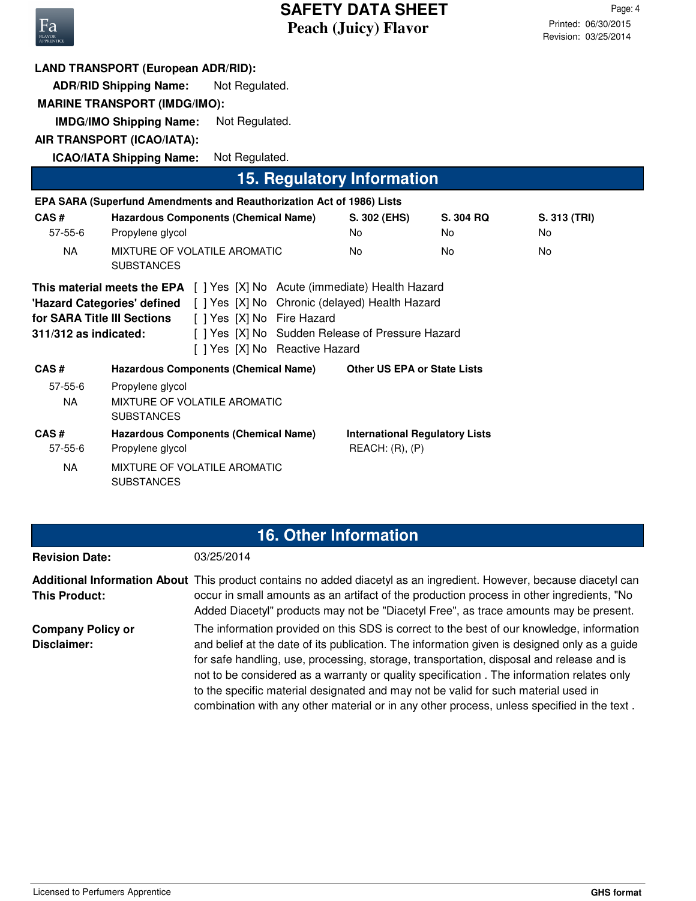**LAND TRANSPORT (European ADR/RID):**

**ADR/RID Shipping Name:** Not Regulated.

**MARINE TRANSPORT (IMDG/IMO):**

**IMDG/IMO Shipping Name:** Not Regulated.

**AIR TRANSPORT (ICAO/IATA):**

**ICAO/IATA Shipping Name:** Not Regulated.

## 15. Regulatory Information

**EPA SARA (Superfund Amendments and Reauthorization Act of 1986) Lists**

| CAS # | Hazardous Components (Chemical Name) | S. 302 (EHS) | S. 304 RQ | S. 313 (TRI) |
|---|---|---|---|---|
| 57-55-6 | Propylene glycol | No | No | No |
| NA | MIXTURE OF VOLATILE AROMATIC SUBSTANCES | No | No | No |

**This material meets the EPA 'Hazard Categories' defined for SARA Title III Sections 311/312 as indicated:**

[ ] Yes [X] No Acute (immediate) Health Hazard
[ ] Yes [X] No Chronic (delayed) Health Hazard
[ ] Yes [X] No Fire Hazard
[ ] Yes [X] No Sudden Release of Pressure Hazard
[ ] Yes [X] No Reactive Hazard

| CAS # | Hazardous Components (Chemical Name) | Other US EPA or State Lists |
|---|---|---|
| 57-55-6 | Propylene glycol | |
| NA | MIXTURE OF VOLATILE AROMATIC SUBSTANCES | |

| CAS # | Hazardous Components (Chemical Name) | International Regulatory Lists |
|---|---|---|
| 57-55-6 | Propylene glycol | REACH: (R), (P) |
| NA | MIXTURE OF VOLATILE AROMATIC SUBSTANCES | |

## 16. Other Information

**Revision Date:** 03/25/2014

**Additional Information About This Product:** This product contains no added diacetyl as an ingredient. However, because diacetyl can occur in small amounts as an artifact of the production process in other ingredients, "No Added Diacetyl" products may not be "Diacetyl Free", as trace amounts may be present.

**Company Policy or Disclaimer:** The information provided on this SDS is correct to the best of our knowledge, information and belief at the date of its publication. The information given is designed only as a guide for safe handling, use, processing, storage, transportation, disposal and release and is not to be considered as a warranty or quality specification . The information relates only to the specific material designated and may not be valid for such material used in combination with any other material or in any other process, unless specified in the text .